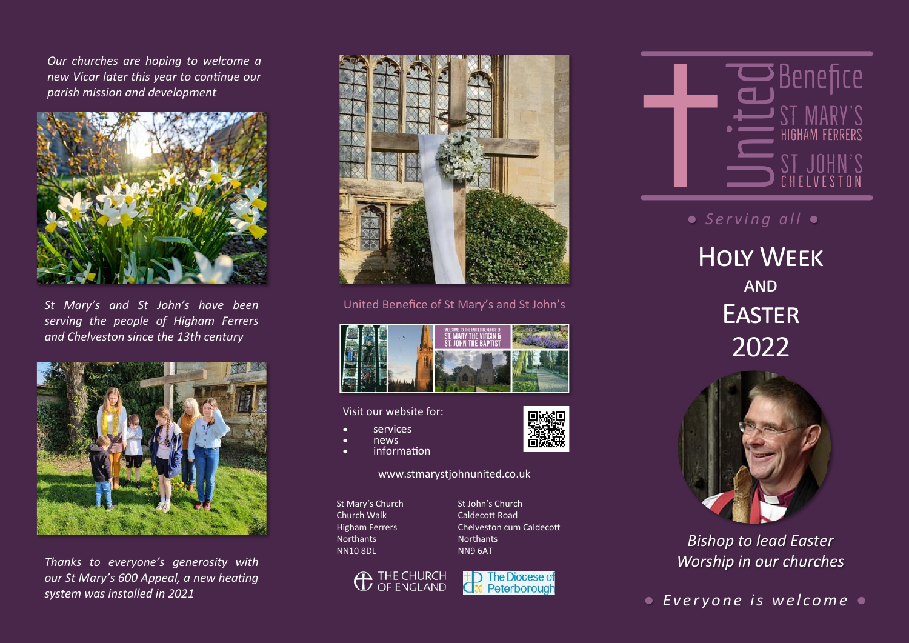*Our churches are hoping to welcome a new Vicar later this year to continue our parish mission and development*

*St Mary's and St John's have been serving the people of Higham Ferrers and Chelveston since the 13th century*

*Thanks to everyone's generosity with our St Mary's 600 Appeal, a new heating system was installed in 2021*

United Benefice of St Mary's and St John's

Visit our website for:

- services
- news
- information

www.stmarystjohnunited.co.uk

St Mary's Church
Church Walk
Higham Ferrers
Northants
NN10 8DL

St John's Church
Caldecott Road
Chelveston cum Caldecott
Northants
NN9 6AT

THE CHURCH OF ENGLAND

The Diocese of Peterborough

United Benefice
ST MARY'S HIGHAM FERRERS
ST JOHN'S CHELVESTON

• *Serving all* •

# Holy Week and Easter 2022

*Bishop to lead Easter Worship in our churches*

• *Everyone is welcome* •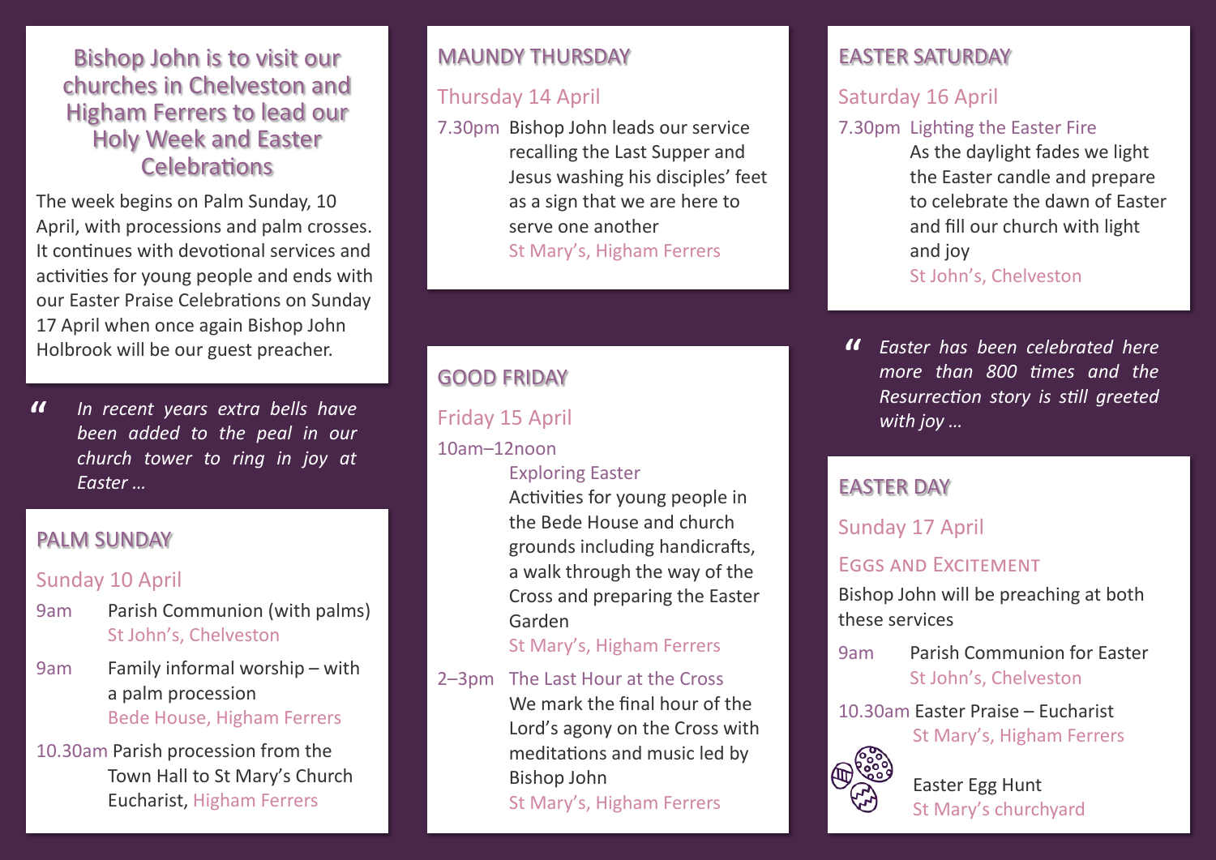## Bishop John is to visit our churches in Chelveston and Higham Ferrers to lead our Holy Week and Easter Celebrations

The week begins on Palm Sunday, 10 April, with processions and palm crosses. It continues with devotional services and activities for young people and ends with our Easter Praise Celebrations on Sunday 17 April when once again Bishop John Holbrook will be our guest preacher.

> *In recent years extra bells have been added to the peal in our church tower to ring in joy at Easter …*

## PALM SUNDAY

### Sunday 10 April

**9am** Parish Communion (with palms)
St John's, Chelveston

**9am** Family informal worship – with a palm procession
Bede House, Higham Ferrers

**10.30am** Parish procession from the Town Hall to St Mary's Church Eucharist, Higham Ferrers

## MAUNDY THURSDAY

### Thursday 14 April

**7.30pm** Bishop John leads our service recalling the Last Supper and Jesus washing his disciples' feet as a sign that we are here to serve one another
St Mary's, Higham Ferrers

## GOOD FRIDAY

### Friday 15 April

**10am–12noon**
Exploring Easter
Activities for young people in the Bede House and church grounds including handicrafts, a walk through the way of the Cross and preparing the Easter Garden
St Mary's, Higham Ferrers

**2–3pm** The Last Hour at the Cross
We mark the final hour of the Lord's agony on the Cross with meditations and music led by Bishop John
St Mary's, Higham Ferrers

## EASTER SATURDAY

### Saturday 16 April

**7.30pm** Lighting the Easter Fire
As the daylight fades we light the Easter candle and prepare to celebrate the dawn of Easter and fill our church with light and joy
St John's, Chelveston

> *Easter has been celebrated here more than 800 times and the Resurrection story is still greeted with joy …*

## EASTER DAY

### Sunday 17 April

### Eggs and Excitement

Bishop John will be preaching at both these services

**9am** Parish Communion for Easter
St John's, Chelveston

**10.30am** Easter Praise – Eucharist
St Mary's, Higham Ferrers

Easter Egg Hunt
St Mary's churchyard